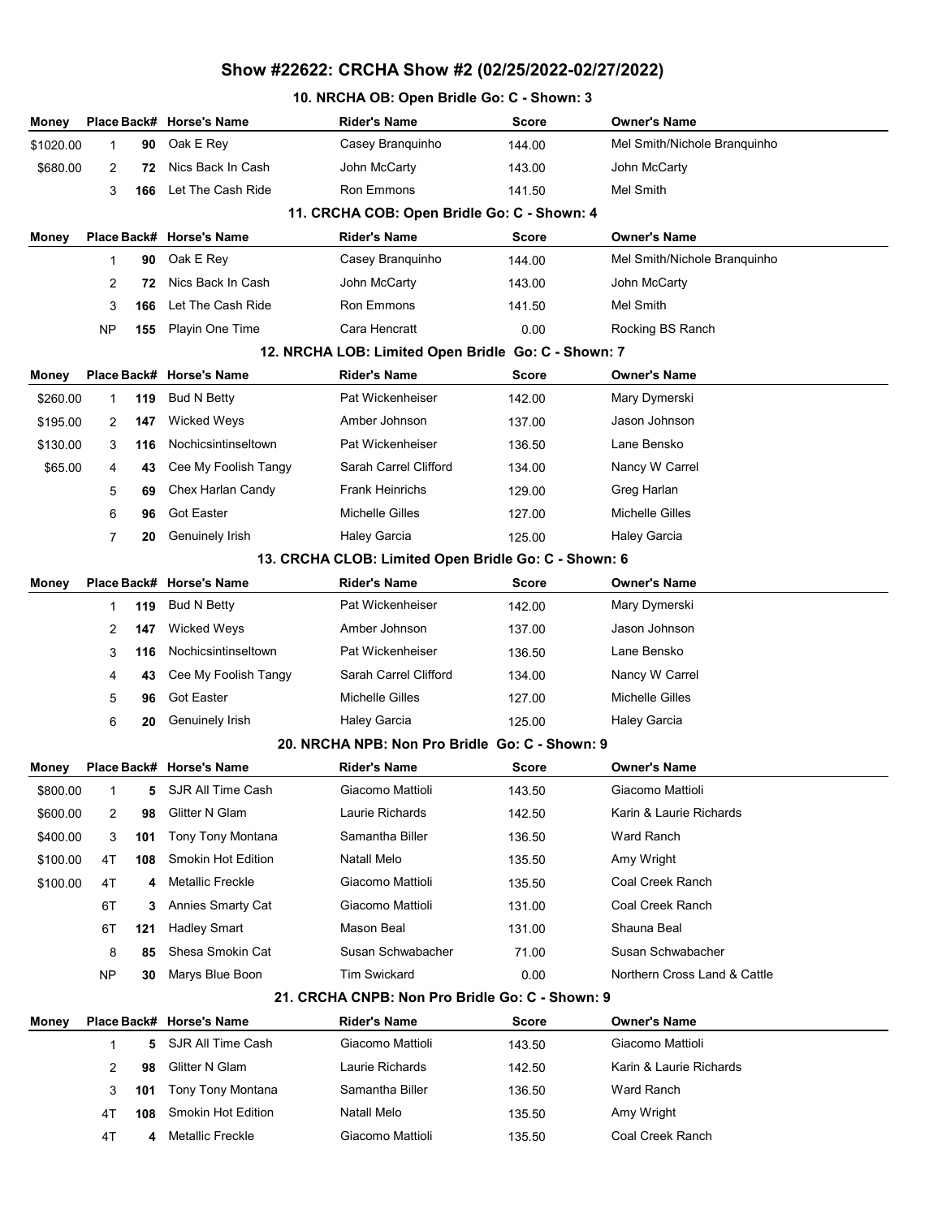# Show #22622: CRCHA Show #2 (02/25/2022-02/27/2022)

## 10. NRCHA OB: Open Bridle Go: C - Shown: 3

| Money | Place | Back# | Horse's Name | Rider's Name | Score | Owner's Name |
|---|---|---|---|---|---|---|
| $1020.00 | 1 | 90 | Oak E Rey | Casey Branquinho | 144.00 | Mel Smith/Nichole Branquinho |
| $680.00 | 2 | 72 | Nics Back In Cash | John McCarty | 143.00 | John McCarty |
| | 3 | 166 | Let The Cash Ride | Ron Emmons | 141.50 | Mel Smith |

## 11. CRCHA COB: Open Bridle Go: C - Shown: 4

| Money | Place | Back# | Horse's Name | Rider's Name | Score | Owner's Name |
|---|---|---|---|---|---|---|
| | 1 | 90 | Oak E Rey | Casey Branquinho | 144.00 | Mel Smith/Nichole Branquinho |
| | 2 | 72 | Nics Back In Cash | John McCarty | 143.00 | John McCarty |
| | 3 | 166 | Let The Cash Ride | Ron Emmons | 141.50 | Mel Smith |
| | NP | 155 | Playin One Time | Cara Hencratt | 0.00 | Rocking BS Ranch |

## 12. NRCHA LOB: Limited Open Bridle Go: C - Shown: 7

| Money | Place | Back# | Horse's Name | Rider's Name | Score | Owner's Name |
|---|---|---|---|---|---|---|
| $260.00 | 1 | 119 | Bud N Betty | Pat Wickenheiser | 142.00 | Mary Dymerski |
| $195.00 | 2 | 147 | Wicked Weys | Amber Johnson | 137.00 | Jason Johnson |
| $130.00 | 3 | 116 | Nochicsintinseltown | Pat Wickenheiser | 136.50 | Lane Bensko |
| $65.00 | 4 | 43 | Cee My Foolish Tangy | Sarah Carrel Clifford | 134.00 | Nancy W Carrel |
| | 5 | 69 | Chex Harlan Candy | Frank Heinrichs | 129.00 | Greg Harlan |
| | 6 | 96 | Got Easter | Michelle Gilles | 127.00 | Michelle Gilles |
| | 7 | 20 | Genuinely Irish | Haley Garcia | 125.00 | Haley Garcia |

## 13. CRCHA CLOB: Limited Open Bridle Go: C - Shown: 6

| Money | Place | Back# | Horse's Name | Rider's Name | Score | Owner's Name |
|---|---|---|---|---|---|---|
| | 1 | 119 | Bud N Betty | Pat Wickenheiser | 142.00 | Mary Dymerski |
| | 2 | 147 | Wicked Weys | Amber Johnson | 137.00 | Jason Johnson |
| | 3 | 116 | Nochicsintinseltown | Pat Wickenheiser | 136.50 | Lane Bensko |
| | 4 | 43 | Cee My Foolish Tangy | Sarah Carrel Clifford | 134.00 | Nancy W Carrel |
| | 5 | 96 | Got Easter | Michelle Gilles | 127.00 | Michelle Gilles |
| | 6 | 20 | Genuinely Irish | Haley Garcia | 125.00 | Haley Garcia |

## 20. NRCHA NPB: Non Pro Bridle Go: C - Shown: 9

| Money | Place | Back# | Horse's Name | Rider's Name | Score | Owner's Name |
|---|---|---|---|---|---|---|
| $800.00 | 1 | 5 | SJR All Time Cash | Giacomo Mattioli | 143.50 | Giacomo Mattioli |
| $600.00 | 2 | 98 | Glitter N Glam | Laurie Richards | 142.50 | Karin & Laurie Richards |
| $400.00 | 3 | 101 | Tony Tony Montana | Samantha Biller | 136.50 | Ward Ranch |
| $100.00 | 4T | 108 | Smokin Hot Edition | Natall Melo | 135.50 | Amy Wright |
| $100.00 | 4T | 4 | Metallic Freckle | Giacomo Mattioli | 135.50 | Coal Creek Ranch |
| | 6T | 3 | Annies Smarty Cat | Giacomo Mattioli | 131.00 | Coal Creek Ranch |
| | 6T | 121 | Hadley Smart | Mason Beal | 131.00 | Shauna Beal |
| | 8 | 85 | Shesa Smokin Cat | Susan Schwabacher | 71.00 | Susan Schwabacher |
| | NP | 30 | Marys Blue Boon | Tim Swickard | 0.00 | Northern Cross Land & Cattle |

## 21. CRCHA CNPB: Non Pro Bridle Go: C - Shown: 9

| Money | Place | Back# | Horse's Name | Rider's Name | Score | Owner's Name |
|---|---|---|---|---|---|---|
| | 1 | 5 | SJR All Time Cash | Giacomo Mattioli | 143.50 | Giacomo Mattioli |
| | 2 | 98 | Glitter N Glam | Laurie Richards | 142.50 | Karin & Laurie Richards |
| | 3 | 101 | Tony Tony Montana | Samantha Biller | 136.50 | Ward Ranch |
| | 4T | 108 | Smokin Hot Edition | Natall Melo | 135.50 | Amy Wright |
| | 4T | 4 | Metallic Freckle | Giacomo Mattioli | 135.50 | Coal Creek Ranch |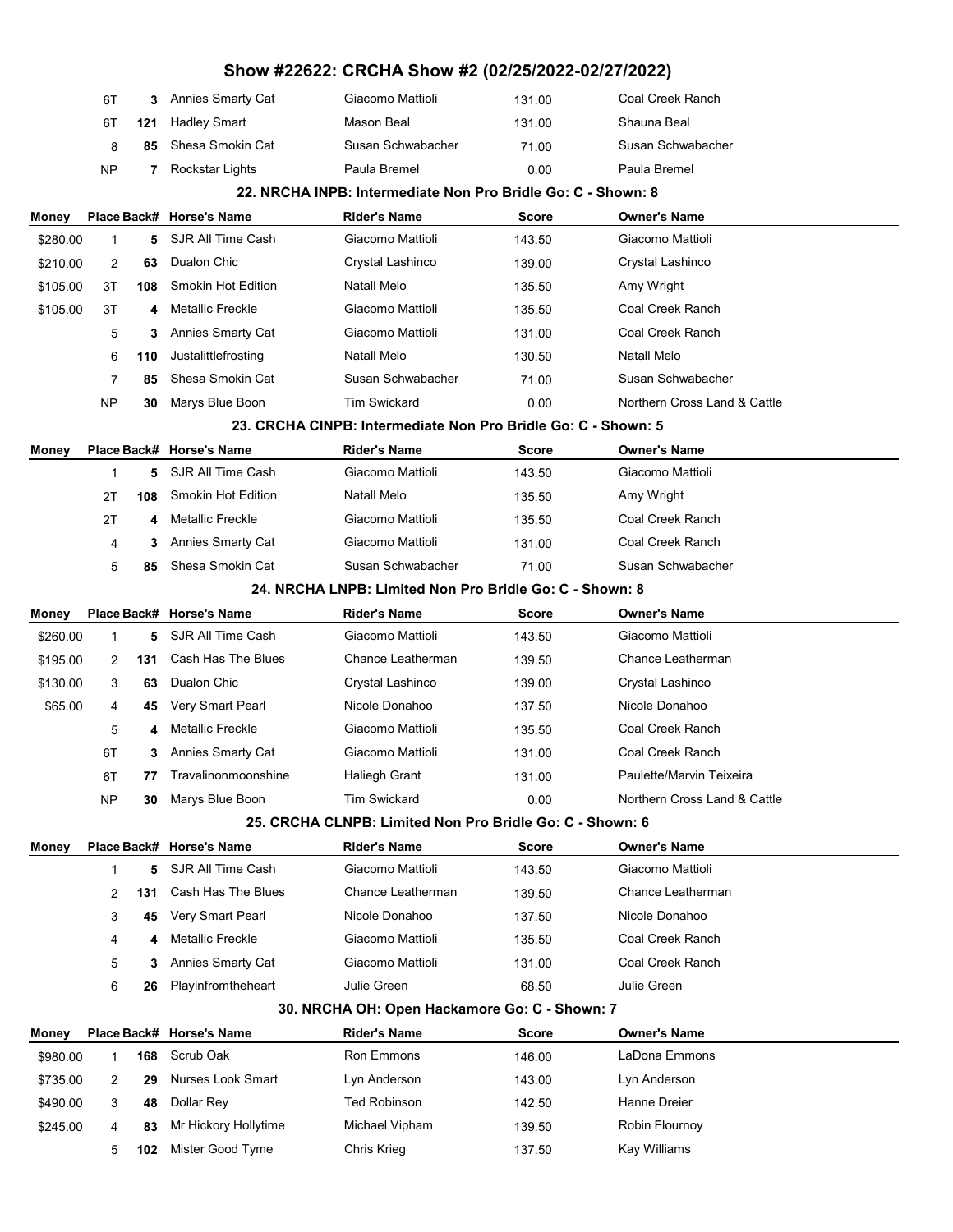# Show #22622: CRCHA Show #2 (02/25/2022-02/27/2022)

| Money | Place | Back# | Horse's Name | Rider's Name | Score | Owner's Name |
|---|---|---|---|---|---|---|
| | 6T | 3 | Annies Smarty Cat | Giacomo Mattioli | 131.00 | Coal Creek Ranch |
| | 6T | 121 | Hadley Smart | Mason Beal | 131.00 | Shauna Beal |
| | 8 | 85 | Shesa Smokin Cat | Susan Schwabacher | 71.00 | Susan Schwabacher |
| | NP | 7 | Rockstar Lights | Paula Bremel | 0.00 | Paula Bremel |

### 22. NRCHA INPB: Intermediate Non Pro Bridle Go: C - Shown: 8

| Money | Place | Back# | Horse's Name | Rider's Name | Score | Owner's Name |
|---|---|---|---|---|---|---|
| $280.00 | 1 | 5 | SJR All Time Cash | Giacomo Mattioli | 143.50 | Giacomo Mattioli |
| $210.00 | 2 | 63 | Dualon Chic | Crystal Lashinco | 139.00 | Crystal Lashinco |
| $105.00 | 3T | 108 | Smokin Hot Edition | Natall Melo | 135.50 | Amy Wright |
| $105.00 | 3T | 4 | Metallic Freckle | Giacomo Mattioli | 135.50 | Coal Creek Ranch |
| | 5 | 3 | Annies Smarty Cat | Giacomo Mattioli | 131.00 | Coal Creek Ranch |
| | 6 | 110 | Justalittlefrosting | Natall Melo | 130.50 | Natall Melo |
| | 7 | 85 | Shesa Smokin Cat | Susan Schwabacher | 71.00 | Susan Schwabacher |
| | NP | 30 | Marys Blue Boon | Tim Swickard | 0.00 | Northern Cross Land & Cattle |

### 23. CRCHA CINPB: Intermediate Non Pro Bridle Go: C - Shown: 5

| Money | Place | Back# | Horse's Name | Rider's Name | Score | Owner's Name |
|---|---|---|---|---|---|---|
| | 1 | 5 | SJR All Time Cash | Giacomo Mattioli | 143.50 | Giacomo Mattioli |
| | 2T | 108 | Smokin Hot Edition | Natall Melo | 135.50 | Amy Wright |
| | 2T | 4 | Metallic Freckle | Giacomo Mattioli | 135.50 | Coal Creek Ranch |
| | 4 | 3 | Annies Smarty Cat | Giacomo Mattioli | 131.00 | Coal Creek Ranch |
| | 5 | 85 | Shesa Smokin Cat | Susan Schwabacher | 71.00 | Susan Schwabacher |

### 24. NRCHA LNPB: Limited Non Pro Bridle Go: C - Shown: 8

| Money | Place | Back# | Horse's Name | Rider's Name | Score | Owner's Name |
|---|---|---|---|---|---|---|
| $260.00 | 1 | 5 | SJR All Time Cash | Giacomo Mattioli | 143.50 | Giacomo Mattioli |
| $195.00 | 2 | 131 | Cash Has The Blues | Chance Leatherman | 139.50 | Chance Leatherman |
| $130.00 | 3 | 63 | Dualon Chic | Crystal Lashinco | 139.00 | Crystal Lashinco |
| $65.00 | 4 | 45 | Very Smart Pearl | Nicole Donahoo | 137.50 | Nicole Donahoo |
| | 5 | 4 | Metallic Freckle | Giacomo Mattioli | 135.50 | Coal Creek Ranch |
| | 6T | 3 | Annies Smarty Cat | Giacomo Mattioli | 131.00 | Coal Creek Ranch |
| | 6T | 77 | Travalinonmoonshine | Haliegh Grant | 131.00 | Paulette/Marvin Teixeira |
| | NP | 30 | Marys Blue Boon | Tim Swickard | 0.00 | Northern Cross Land & Cattle |

### 25. CRCHA CLNPB: Limited Non Pro Bridle Go: C - Shown: 6

| Money | Place | Back# | Horse's Name | Rider's Name | Score | Owner's Name |
|---|---|---|---|---|---|---|
| | 1 | 5 | SJR All Time Cash | Giacomo Mattioli | 143.50 | Giacomo Mattioli |
| | 2 | 131 | Cash Has The Blues | Chance Leatherman | 139.50 | Chance Leatherman |
| | 3 | 45 | Very Smart Pearl | Nicole Donahoo | 137.50 | Nicole Donahoo |
| | 4 | 4 | Metallic Freckle | Giacomo Mattioli | 135.50 | Coal Creek Ranch |
| | 5 | 3 | Annies Smarty Cat | Giacomo Mattioli | 131.00 | Coal Creek Ranch |
| | 6 | 26 | Playinfromtheheart | Julie Green | 68.50 | Julie Green |

### 30. NRCHA OH: Open Hackamore Go: C - Shown: 7

| Money | Place | Back# | Horse's Name | Rider's Name | Score | Owner's Name |
|---|---|---|---|---|---|---|
| $980.00 | 1 | 168 | Scrub Oak | Ron Emmons | 146.00 | LaDona Emmons |
| $735.00 | 2 | 29 | Nurses Look Smart | Lyn Anderson | 143.00 | Lyn Anderson |
| $490.00 | 3 | 48 | Dollar Rey | Ted Robinson | 142.50 | Hanne Dreier |
| $245.00 | 4 | 83 | Mr Hickory Hollytime | Michael Vipham | 139.50 | Robin Flournoy |
| | 5 | 102 | Mister Good Tyme | Chris Krieg | 137.50 | Kay Williams |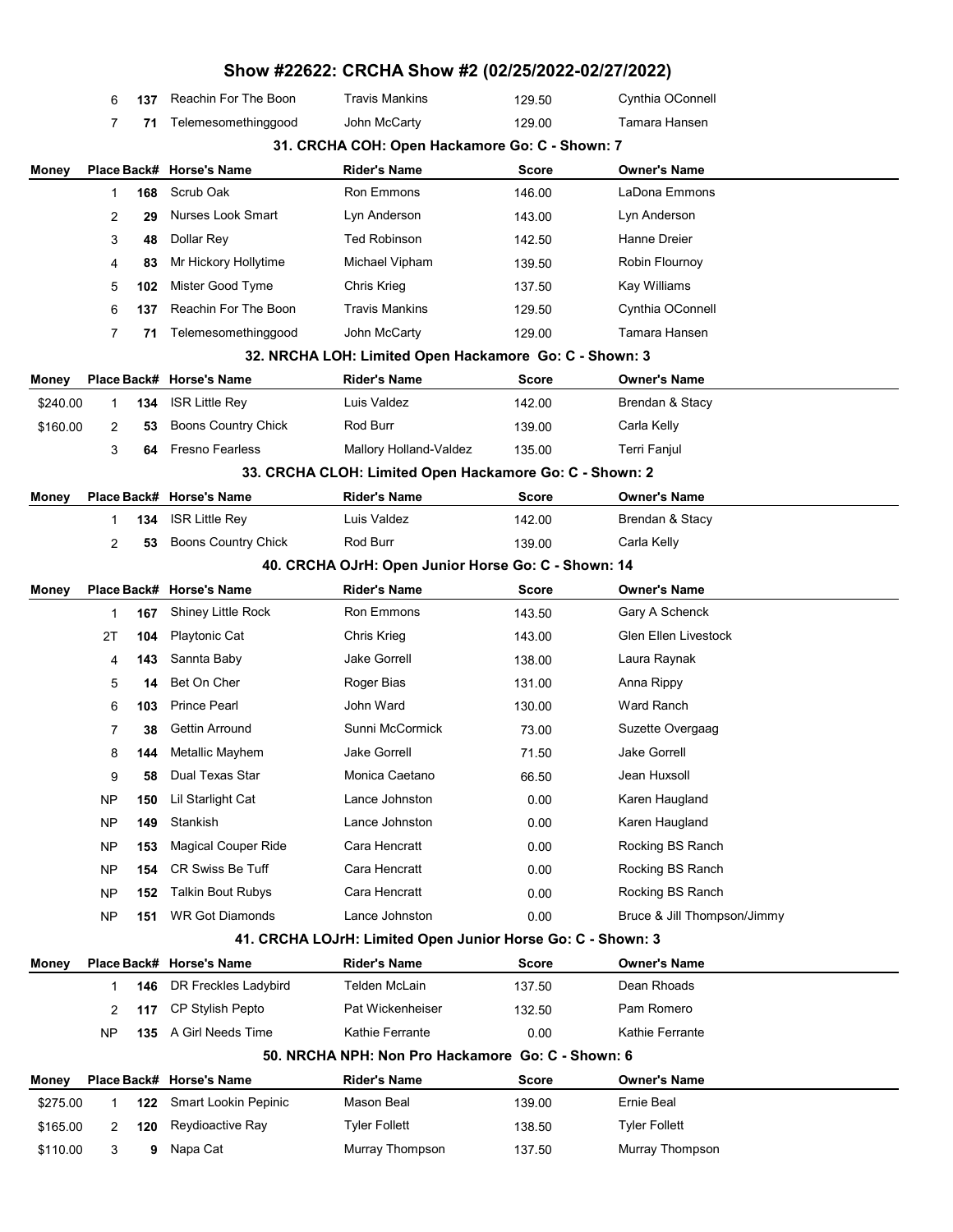# Show #22622: CRCHA Show #2 (02/25/2022-02/27/2022)

| Money | Place | Back# | Horse's Name | Rider's Name | Score | Owner's Name |
|---|---|---|---|---|---|---|
| | 6 | 137 | Reachin For The Boon | Travis Mankins | 129.50 | Cynthia OConnell |
| | 7 | 71 | Telemesomethinggood | John McCarty | 129.00 | Tamara Hansen |

### 31. CRCHA COH: Open Hackamore Go: C - Shown: 7

| Money | Place | Back# | Horse's Name | Rider's Name | Score | Owner's Name |
|---|---|---|---|---|---|---|
| | 1 | 168 | Scrub Oak | Ron Emmons | 146.00 | LaDona Emmons |
| | 2 | 29 | Nurses Look Smart | Lyn Anderson | 143.00 | Lyn Anderson |
| | 3 | 48 | Dollar Rey | Ted Robinson | 142.50 | Hanne Dreier |
| | 4 | 83 | Mr Hickory Hollytime | Michael Vipham | 139.50 | Robin Flournoy |
| | 5 | 102 | Mister Good Tyme | Chris Krieg | 137.50 | Kay Williams |
| | 6 | 137 | Reachin For The Boon | Travis Mankins | 129.50 | Cynthia OConnell |
| | 7 | 71 | Telemesomethinggood | John McCarty | 129.00 | Tamara Hansen |

### 32. NRCHA LOH: Limited Open Hackamore Go: C - Shown: 3

| Money | Place | Back# | Horse's Name | Rider's Name | Score | Owner's Name |
|---|---|---|---|---|---|---|
| $240.00 | 1 | 134 | ISR Little Rey | Luis Valdez | 142.00 | Brendan & Stacy |
| $160.00 | 2 | 53 | Boons Country Chick | Rod Burr | 139.00 | Carla Kelly |
| | 3 | 64 | Fresno Fearless | Mallory Holland-Valdez | 135.00 | Terri Fanjul |

### 33. CRCHA CLOH: Limited Open Hackamore Go: C - Shown: 2

| Money | Place | Back# | Horse's Name | Rider's Name | Score | Owner's Name |
|---|---|---|---|---|---|---|
| | 1 | 134 | ISR Little Rey | Luis Valdez | 142.00 | Brendan & Stacy |
| | 2 | 53 | Boons Country Chick | Rod Burr | 139.00 | Carla Kelly |

### 40. CRCHA OJrH: Open Junior Horse Go: C - Shown: 14

| Money | Place | Back# | Horse's Name | Rider's Name | Score | Owner's Name |
|---|---|---|---|---|---|---|
| | 1 | 167 | Shiney Little Rock | Ron Emmons | 143.50 | Gary A Schenck |
| | 2T | 104 | Playtonic Cat | Chris Krieg | 143.00 | Glen Ellen Livestock |
| | 4 | 143 | Sannta Baby | Jake Gorrell | 138.00 | Laura Raynak |
| | 5 | 14 | Bet On Cher | Roger Bias | 131.00 | Anna Rippy |
| | 6 | 103 | Prince Pearl | John Ward | 130.00 | Ward Ranch |
| | 7 | 38 | Gettin Arround | Sunni McCormick | 73.00 | Suzette Overgaag |
| | 8 | 144 | Metallic Mayhem | Jake Gorrell | 71.50 | Jake Gorrell |
| | 9 | 58 | Dual Texas Star | Monica Caetano | 66.50 | Jean Huxsoll |
| | NP | 150 | Lil Starlight Cat | Lance Johnston | 0.00 | Karen Haugland |
| | NP | 149 | Stankish | Lance Johnston | 0.00 | Karen Haugland |
| | NP | 153 | Magical Couper Ride | Cara Hencratt | 0.00 | Rocking BS Ranch |
| | NP | 154 | CR Swiss Be Tuff | Cara Hencratt | 0.00 | Rocking BS Ranch |
| | NP | 152 | Talkin Bout Rubys | Cara Hencratt | 0.00 | Rocking BS Ranch |
| | NP | 151 | WR Got Diamonds | Lance Johnston | 0.00 | Bruce & Jill Thompson/Jimmy |

### 41. CRCHA LOJrH: Limited Open Junior Horse Go: C - Shown: 3

| Money | Place | Back# | Horse's Name | Rider's Name | Score | Owner's Name |
|---|---|---|---|---|---|---|
| | 1 | 146 | DR Freckles Ladybird | Telden McLain | 137.50 | Dean Rhoads |
| | 2 | 117 | CP Stylish Pepto | Pat Wickenheiser | 132.50 | Pam Romero |
| | NP | 135 | A Girl Needs Time | Kathie Ferrante | 0.00 | Kathie Ferrante |

### 50. NRCHA NPH: Non Pro Hackamore Go: C - Shown: 6

| Money | Place | Back# | Horse's Name | Rider's Name | Score | Owner's Name |
|---|---|---|---|---|---|---|
| $275.00 | 1 | 122 | Smart Lookin Pepinic | Mason Beal | 139.00 | Ernie Beal |
| $165.00 | 2 | 120 | Reydioactive Ray | Tyler Follett | 138.50 | Tyler Follett |
| $110.00 | 3 | 9 | Napa Cat | Murray Thompson | 137.50 | Murray Thompson |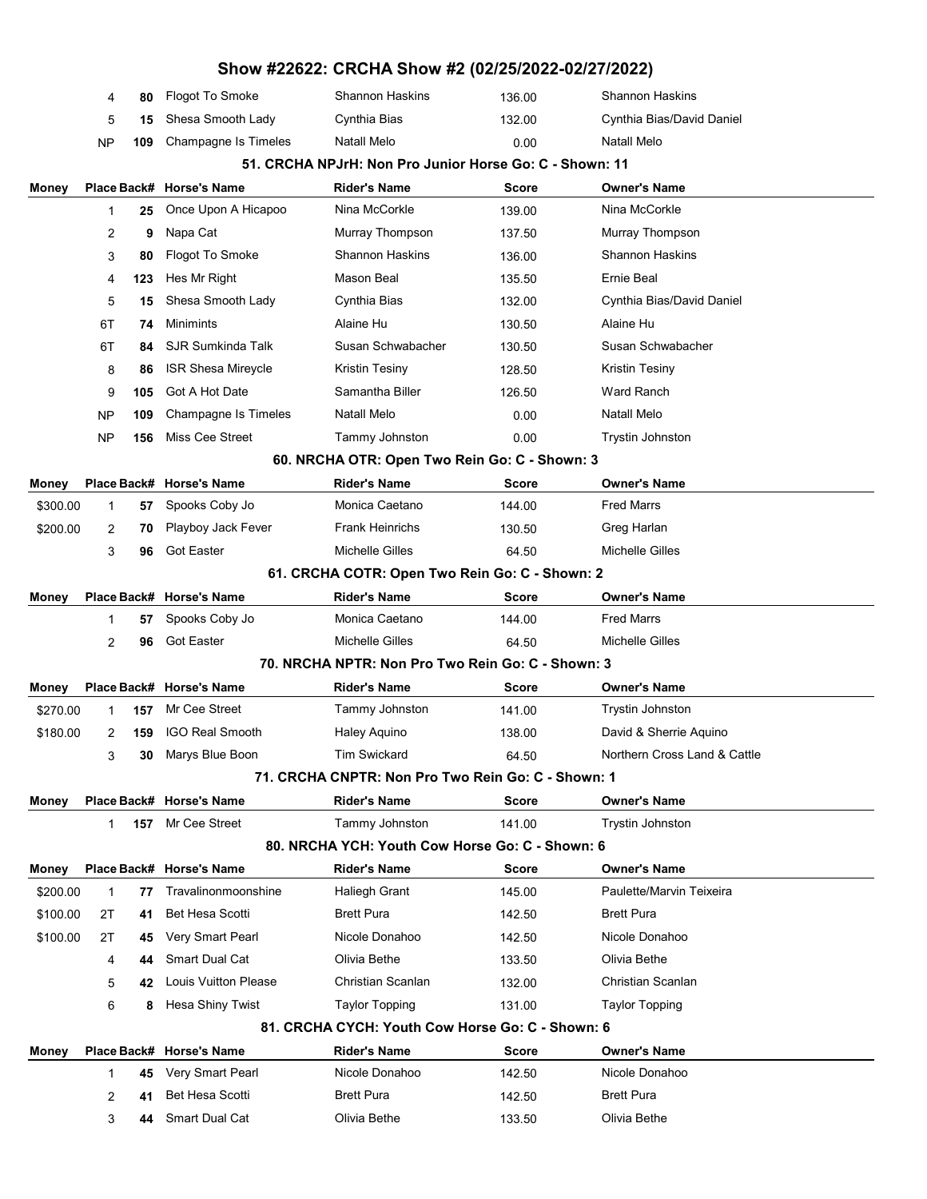# Show #22622: CRCHA Show #2 (02/25/2022-02/27/2022)

| Money | Place | Back# | Horse's Name | Rider's Name | Score | Owner's Name |
|---|---|---|---|---|---|---|
| | 4 | 80 | Flogot To Smoke | Shannon Haskins | 136.00 | Shannon Haskins |
| | 5 | 15 | Shesa Smooth Lady | Cynthia Bias | 132.00 | Cynthia Bias/David Daniel |
| | NP | 109 | Champagne Is Timeles | Natall Melo | 0.00 | Natall Melo |

### 51. CRCHA NPJrH: Non Pro Junior Horse Go: C - Shown: 11

| Money | Place | Back# | Horse's Name | Rider's Name | Score | Owner's Name |
|---|---|---|---|---|---|---|
| | 1 | 25 | Once Upon A Hicapoo | Nina McCorkle | 139.00 | Nina McCorkle |
| | 2 | 9 | Napa Cat | Murray Thompson | 137.50 | Murray Thompson |
| | 3 | 80 | Flogot To Smoke | Shannon Haskins | 136.00 | Shannon Haskins |
| | 4 | 123 | Hes Mr Right | Mason Beal | 135.50 | Ernie Beal |
| | 5 | 15 | Shesa Smooth Lady | Cynthia Bias | 132.00 | Cynthia Bias/David Daniel |
| | 6T | 74 | Minimints | Alaine Hu | 130.50 | Alaine Hu |
| | 6T | 84 | SJR Sumkinda Talk | Susan Schwabacher | 130.50 | Susan Schwabacher |
| | 8 | 86 | ISR Shesa Mireycle | Kristin Tesiny | 128.50 | Kristin Tesiny |
| | 9 | 105 | Got A Hot Date | Samantha Biller | 126.50 | Ward Ranch |
| | NP | 109 | Champagne Is Timeles | Natall Melo | 0.00 | Natall Melo |
| | NP | 156 | Miss Cee Street | Tammy Johnston | 0.00 | Trystin Johnston |

### 60. NRCHA OTR: Open Two Rein Go: C - Shown: 3

| Money | Place | Back# | Horse's Name | Rider's Name | Score | Owner's Name |
|---|---|---|---|---|---|---|
| $300.00 | 1 | 57 | Spooks Coby Jo | Monica Caetano | 144.00 | Fred Marrs |
| $200.00 | 2 | 70 | Playboy Jack Fever | Frank Heinrichs | 130.50 | Greg Harlan |
| | 3 | 96 | Got Easter | Michelle Gilles | 64.50 | Michelle Gilles |

### 61. CRCHA COTR: Open Two Rein Go: C - Shown: 2

| Money | Place | Back# | Horse's Name | Rider's Name | Score | Owner's Name |
|---|---|---|---|---|---|---|
| | 1 | 57 | Spooks Coby Jo | Monica Caetano | 144.00 | Fred Marrs |
| | 2 | 96 | Got Easter | Michelle Gilles | 64.50 | Michelle Gilles |

### 70. NRCHA NPTR: Non Pro Two Rein Go: C - Shown: 3

| Money | Place | Back# | Horse's Name | Rider's Name | Score | Owner's Name |
|---|---|---|---|---|---|---|
| $270.00 | 1 | 157 | Mr Cee Street | Tammy Johnston | 141.00 | Trystin Johnston |
| $180.00 | 2 | 159 | IGO Real Smooth | Haley Aquino | 138.00 | David & Sherrie Aquino |
| | 3 | 30 | Marys Blue Boon | Tim Swickard | 64.50 | Northern Cross Land & Cattle |

### 71. CRCHA CNPTR: Non Pro Two Rein Go: C - Shown: 1

| Money | Place | Back# | Horse's Name | Rider's Name | Score | Owner's Name |
|---|---|---|---|---|---|---|
| | 1 | 157 | Mr Cee Street | Tammy Johnston | 141.00 | Trystin Johnston |

### 80. NRCHA YCH: Youth Cow Horse Go: C - Shown: 6

| Money | Place | Back# | Horse's Name | Rider's Name | Score | Owner's Name |
|---|---|---|---|---|---|---|
| $200.00 | 1 | 77 | Travalinonmoonshine | Haliegh Grant | 145.00 | Paulette/Marvin Teixeira |
| $100.00 | 2T | 41 | Bet Hesa Scotti | Brett Pura | 142.50 | Brett Pura |
| $100.00 | 2T | 45 | Very Smart Pearl | Nicole Donahoo | 142.50 | Nicole Donahoo |
| | 4 | 44 | Smart Dual Cat | Olivia Bethe | 133.50 | Olivia Bethe |
| | 5 | 42 | Louis Vuitton Please | Christian Scanlan | 132.00 | Christian Scanlan |
| | 6 | 8 | Hesa Shiny Twist | Taylor Topping | 131.00 | Taylor Topping |

### 81. CRCHA CYCH: Youth Cow Horse Go: C - Shown: 6

| Money | Place | Back# | Horse's Name | Rider's Name | Score | Owner's Name |
|---|---|---|---|---|---|---|
| | 1 | 45 | Very Smart Pearl | Nicole Donahoo | 142.50 | Nicole Donahoo |
| | 2 | 41 | Bet Hesa Scotti | Brett Pura | 142.50 | Brett Pura |
| | 3 | 44 | Smart Dual Cat | Olivia Bethe | 133.50 | Olivia Bethe |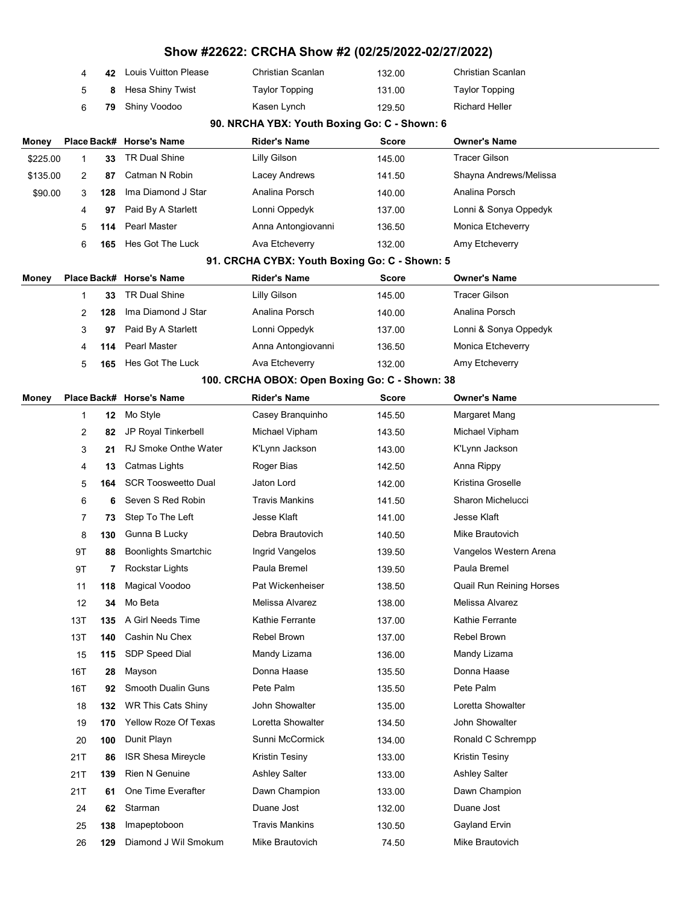# Show #22622: CRCHA Show #2 (02/25/2022-02/27/2022)

| Money | Place | Back# | Horse's Name | Rider's Name | Score | Owner's Name |
|---|---|---|---|---|---|---|
| | 4 | 42 | Louis Vuitton Please | Christian Scanlan | 132.00 | Christian Scanlan |
| | 5 | 8 | Hesa Shiny Twist | Taylor Topping | 131.00 | Taylor Topping |
| | 6 | 79 | Shiny Voodoo | Kasen Lynch | 129.50 | Richard Heller |

### 90. NRCHA YBX: Youth Boxing Go: C - Shown: 6

| Money | Place | Back# | Horse's Name | Rider's Name | Score | Owner's Name |
|---|---|---|---|---|---|---|
| $225.00 | 1 | 33 | TR Dual Shine | Lilly Gilson | 145.00 | Tracer Gilson |
| $135.00 | 2 | 87 | Catman N Robin | Lacey Andrews | 141.50 | Shayna Andrews/Melissa |
| $90.00 | 3 | 128 | Ima Diamond J Star | Analina Porsch | 140.00 | Analina Porsch |
| | 4 | 97 | Paid By A Starlett | Lonni Oppedyk | 137.00 | Lonni & Sonya Oppedyk |
| | 5 | 114 | Pearl Master | Anna Antongiovanni | 136.50 | Monica Etcheverry |
| | 6 | 165 | Hes Got The Luck | Ava Etcheverry | 132.00 | Amy Etcheverry |

### 91. CRCHA CYBX: Youth Boxing Go: C - Shown: 5

| Money | Place | Back# | Horse's Name | Rider's Name | Score | Owner's Name |
|---|---|---|---|---|---|---|
| | 1 | 33 | TR Dual Shine | Lilly Gilson | 145.00 | Tracer Gilson |
| | 2 | 128 | Ima Diamond J Star | Analina Porsch | 140.00 | Analina Porsch |
| | 3 | 97 | Paid By A Starlett | Lonni Oppedyk | 137.00 | Lonni & Sonya Oppedyk |
| | 4 | 114 | Pearl Master | Anna Antongiovanni | 136.50 | Monica Etcheverry |
| | 5 | 165 | Hes Got The Luck | Ava Etcheverry | 132.00 | Amy Etcheverry |

### 100. CRCHA OBOX: Open Boxing Go: C - Shown: 38

| Money | Place | Back# | Horse's Name | Rider's Name | Score | Owner's Name |
|---|---|---|---|---|---|---|
| | 1 | 12 | Mo Style | Casey Branquinho | 145.50 | Margaret Mang |
| | 2 | 82 | JP Royal Tinkerbell | Michael Vipham | 143.50 | Michael Vipham |
| | 3 | 21 | RJ Smoke Onthe Water | K'Lynn Jackson | 143.00 | K'Lynn Jackson |
| | 4 | 13 | Catmas Lights | Roger Bias | 142.50 | Anna Rippy |
| | 5 | 164 | SCR Toosweetto Dual | Jaton Lord | 142.00 | Kristina Groselle |
| | 6 | 6 | Seven S Red Robin | Travis Mankins | 141.50 | Sharon Michelucci |
| | 7 | 73 | Step To The Left | Jesse Klaft | 141.00 | Jesse Klaft |
| | 8 | 130 | Gunna B Lucky | Debra Brautovich | 140.50 | Mike Brautovich |
| | 9T | 88 | Boonlights Smartchic | Ingrid Vangelos | 139.50 | Vangelos Western Arena |
| | 9T | 7 | Rockstar Lights | Paula Bremel | 139.50 | Paula Bremel |
| | 11 | 118 | Magical Voodoo | Pat Wickenheiser | 138.50 | Quail Run Reining Horses |
| | 12 | 34 | Mo Beta | Melissa Alvarez | 138.00 | Melissa Alvarez |
| | 13T | 135 | A Girl Needs Time | Kathie Ferrante | 137.00 | Kathie Ferrante |
| | 13T | 140 | Cashin Nu Chex | Rebel Brown | 137.00 | Rebel Brown |
| | 15 | 115 | SDP Speed Dial | Mandy Lizama | 136.00 | Mandy Lizama |
| | 16T | 28 | Mayson | Donna Haase | 135.50 | Donna Haase |
| | 16T | 92 | Smooth Dualin Guns | Pete Palm | 135.50 | Pete Palm |
| | 18 | 132 | WR This Cats Shiny | John Showalter | 135.00 | Loretta Showalter |
| | 19 | 170 | Yellow Roze Of Texas | Loretta Showalter | 134.50 | John Showalter |
| | 20 | 100 | Dunit Playn | Sunni McCormick | 134.00 | Ronald C Schrempp |
| | 21T | 86 | ISR Shesa Mireycle | Kristin Tesiny | 133.00 | Kristin Tesiny |
| | 21T | 139 | Rien N Genuine | Ashley Salter | 133.00 | Ashley Salter |
| | 21T | 61 | One Time Everafter | Dawn Champion | 133.00 | Dawn Champion |
| | 24 | 62 | Starman | Duane Jost | 132.00 | Duane Jost |
| | 25 | 138 | Imapeptoboon | Travis Mankins | 130.50 | Gayland Ervin |
| | 26 | 129 | Diamond J Wil Smokum | Mike Brautovich | 74.50 | Mike Brautovich |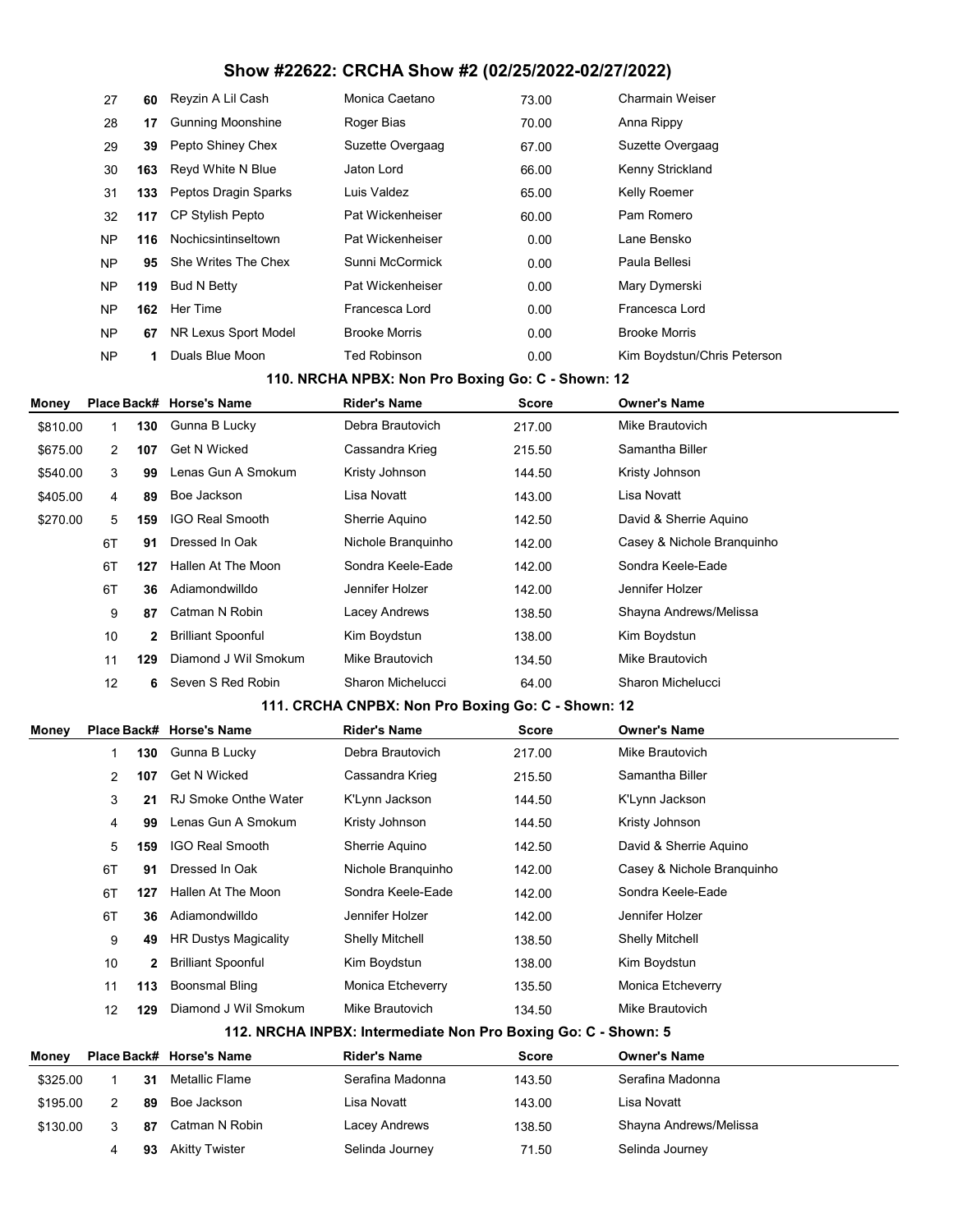# Show #22622: CRCHA Show #2 (02/25/2022-02/27/2022)

| Money | Place | Back# | Horse's Name | Rider's Name | Score | Owner's Name |
|---|---|---|---|---|---|---|
| | 27 | 60 | Reyzin A Lil Cash | Monica Caetano | 73.00 | Charmain Weiser |
| | 28 | 17 | Gunning Moonshine | Roger Bias | 70.00 | Anna Rippy |
| | 29 | 39 | Pepto Shiney Chex | Suzette Overgaag | 67.00 | Suzette Overgaag |
| | 30 | 163 | Reyd White N Blue | Jaton Lord | 66.00 | Kenny Strickland |
| | 31 | 133 | Peptos Dragin Sparks | Luis Valdez | 65.00 | Kelly Roemer |
| | 32 | 117 | CP Stylish Pepto | Pat Wickenheiser | 60.00 | Pam Romero |
| | NP | 116 | Nochicsintinseltown | Pat Wickenheiser | 0.00 | Lane Bensko |
| | NP | 95 | She Writes The Chex | Sunni McCormick | 0.00 | Paula Bellesi |
| | NP | 119 | Bud N Betty | Pat Wickenheiser | 0.00 | Mary Dymerski |
| | NP | 162 | Her Time | Francesca Lord | 0.00 | Francesca Lord |
| | NP | 67 | NR Lexus Sport Model | Brooke Morris | 0.00 | Brooke Morris |
| | NP | 1 | Duals Blue Moon | Ted Robinson | 0.00 | Kim Boydstun/Chris Peterson |

## 110. NRCHA NPBX: Non Pro Boxing Go: C - Shown: 12

| Money | Place | Back# | Horse's Name | Rider's Name | Score | Owner's Name |
|---|---|---|---|---|---|---|
| $810.00 | 1 | 130 | Gunna B Lucky | Debra Brautovich | 217.00 | Mike Brautovich |
| $675.00 | 2 | 107 | Get N Wicked | Cassandra Krieg | 215.50 | Samantha Biller |
| $540.00 | 3 | 99 | Lenas Gun A Smokum | Kristy Johnson | 144.50 | Kristy Johnson |
| $405.00 | 4 | 89 | Boe Jackson | Lisa Novatt | 143.00 | Lisa Novatt |
| $270.00 | 5 | 159 | IGO Real Smooth | Sherrie Aquino | 142.50 | David & Sherrie Aquino |
| | 6T | 91 | Dressed In Oak | Nichole Branquinho | 142.00 | Casey & Nichole Branquinho |
| | 6T | 127 | Hallen At The Moon | Sondra Keele-Eade | 142.00 | Sondra Keele-Eade |
| | 6T | 36 | Adiamondwilldo | Jennifer Holzer | 142.00 | Jennifer Holzer |
| | 9 | 87 | Catman N Robin | Lacey Andrews | 138.50 | Shayna Andrews/Melissa |
| | 10 | 2 | Brilliant Spoonful | Kim Boydstun | 138.00 | Kim Boydstun |
| | 11 | 129 | Diamond J Wil Smokum | Mike Brautovich | 134.50 | Mike Brautovich |
| | 12 | 6 | Seven S Red Robin | Sharon Michelucci | 64.00 | Sharon Michelucci |

## 111. CRCHA CNPBX: Non Pro Boxing Go: C - Shown: 12

| Money | Place | Back# | Horse's Name | Rider's Name | Score | Owner's Name |
|---|---|---|---|---|---|---|
| | 1 | 130 | Gunna B Lucky | Debra Brautovich | 217.00 | Mike Brautovich |
| | 2 | 107 | Get N Wicked | Cassandra Krieg | 215.50 | Samantha Biller |
| | 3 | 21 | RJ Smoke Onthe Water | K'Lynn Jackson | 144.50 | K'Lynn Jackson |
| | 4 | 99 | Lenas Gun A Smokum | Kristy Johnson | 144.50 | Kristy Johnson |
| | 5 | 159 | IGO Real Smooth | Sherrie Aquino | 142.50 | David & Sherrie Aquino |
| | 6T | 91 | Dressed In Oak | Nichole Branquinho | 142.00 | Casey & Nichole Branquinho |
| | 6T | 127 | Hallen At The Moon | Sondra Keele-Eade | 142.00 | Sondra Keele-Eade |
| | 6T | 36 | Adiamondwilldo | Jennifer Holzer | 142.00 | Jennifer Holzer |
| | 9 | 49 | HR Dustys Magicality | Shelly Mitchell | 138.50 | Shelly Mitchell |
| | 10 | 2 | Brilliant Spoonful | Kim Boydstun | 138.00 | Kim Boydstun |
| | 11 | 113 | Boonsmal Bling | Monica Etcheverry | 135.50 | Monica Etcheverry |
| | 12 | 129 | Diamond J Wil Smokum | Mike Brautovich | 134.50 | Mike Brautovich |

## 112. NRCHA INPBX: Intermediate Non Pro Boxing Go: C - Shown: 5

| Money | Place | Back# | Horse's Name | Rider's Name | Score | Owner's Name |
|---|---|---|---|---|---|---|
| $325.00 | 1 | 31 | Metallic Flame | Serafina Madonna | 143.50 | Serafina Madonna |
| $195.00 | 2 | 89 | Boe Jackson | Lisa Novatt | 143.00 | Lisa Novatt |
| $130.00 | 3 | 87 | Catman N Robin | Lacey Andrews | 138.50 | Shayna Andrews/Melissa |
| | 4 | 93 | Akitty Twister | Selinda Journey | 71.50 | Selinda Journey |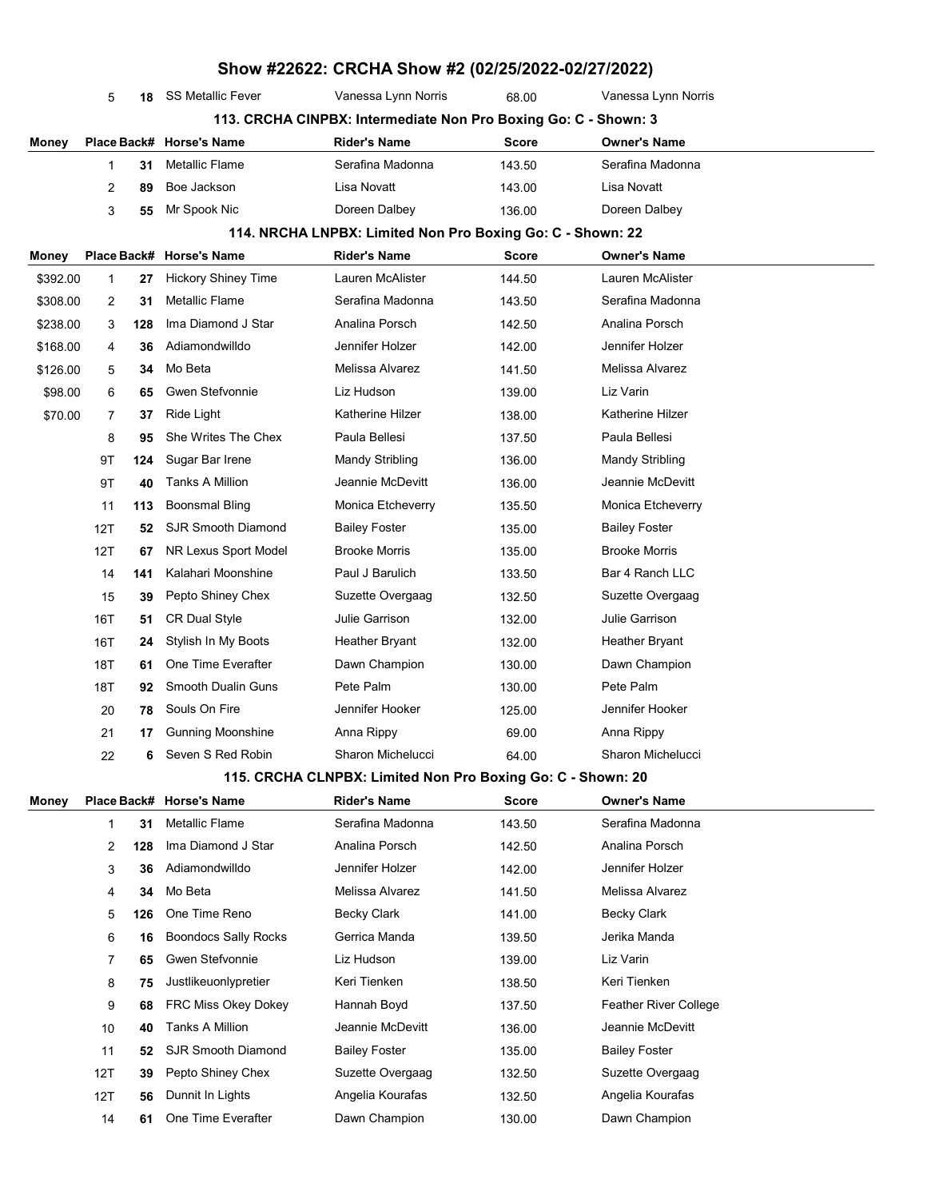## Show #22622: CRCHA Show #2 (02/25/2022-02/27/2022)

| Money | Place | Back# | Horse's Name | Rider's Name | Score | Owner's Name |
|---|---|---|---|---|---|---|
| | 5 | 18 | SS Metallic Fever | Vanessa Lynn Norris | 68.00 | Vanessa Lynn Norris |

### 113. CRCHA CINPBX: Intermediate Non Pro Boxing Go: C - Shown: 3

| Money | Place | Back# | Horse's Name | Rider's Name | Score | Owner's Name |
|---|---|---|---|---|---|---|
| | 1 | 31 | Metallic Flame | Serafina Madonna | 143.50 | Serafina Madonna |
| | 2 | 89 | Boe Jackson | Lisa Novatt | 143.00 | Lisa Novatt |
| | 3 | 55 | Mr Spook Nic | Doreen Dalbey | 136.00 | Doreen Dalbey |

### 114. NRCHA LNPBX: Limited Non Pro Boxing Go: C - Shown: 22

| Money | Place | Back# | Horse's Name | Rider's Name | Score | Owner's Name |
|---|---|---|---|---|---|---|
| $392.00 | 1 | 27 | Hickory Shiney Time | Lauren McAlister | 144.50 | Lauren McAlister |
| $308.00 | 2 | 31 | Metallic Flame | Serafina Madonna | 143.50 | Serafina Madonna |
| $238.00 | 3 | 128 | Ima Diamond J Star | Analina Porsch | 142.50 | Analina Porsch |
| $168.00 | 4 | 36 | Adiamondwilldo | Jennifer Holzer | 142.00 | Jennifer Holzer |
| $126.00 | 5 | 34 | Mo Beta | Melissa Alvarez | 141.50 | Melissa Alvarez |
| $98.00 | 6 | 65 | Gwen Stefvonnie | Liz Hudson | 139.00 | Liz Varin |
| $70.00 | 7 | 37 | Ride Light | Katherine Hilzer | 138.00 | Katherine Hilzer |
| | 8 | 95 | She Writes The Chex | Paula Bellesi | 137.50 | Paula Bellesi |
| | 9T | 124 | Sugar Bar Irene | Mandy Stribling | 136.00 | Mandy Stribling |
| | 9T | 40 | Tanks A Million | Jeannie McDevitt | 136.00 | Jeannie McDevitt |
| | 11 | 113 | Boonsmal Bling | Monica Etcheverry | 135.50 | Monica Etcheverry |
| | 12T | 52 | SJR Smooth Diamond | Bailey Foster | 135.00 | Bailey Foster |
| | 12T | 67 | NR Lexus Sport Model | Brooke Morris | 135.00 | Brooke Morris |
| | 14 | 141 | Kalahari Moonshine | Paul J Barulich | 133.50 | Bar 4 Ranch LLC |
| | 15 | 39 | Pepto Shiney Chex | Suzette Overgaag | 132.50 | Suzette Overgaag |
| | 16T | 51 | CR Dual Style | Julie Garrison | 132.00 | Julie Garrison |
| | 16T | 24 | Stylish In My Boots | Heather Bryant | 132.00 | Heather Bryant |
| | 18T | 61 | One Time Everafter | Dawn Champion | 130.00 | Dawn Champion |
| | 18T | 92 | Smooth Dualin Guns | Pete Palm | 130.00 | Pete Palm |
| | 20 | 78 | Souls On Fire | Jennifer Hooker | 125.00 | Jennifer Hooker |
| | 21 | 17 | Gunning Moonshine | Anna Rippy | 69.00 | Anna Rippy |
| | 22 | 6 | Seven S Red Robin | Sharon Michelucci | 64.00 | Sharon Michelucci |

### 115. CRCHA CLNPBX: Limited Non Pro Boxing Go: C - Shown: 20

| Money | Place | Back# | Horse's Name | Rider's Name | Score | Owner's Name |
|---|---|---|---|---|---|---|
| | 1 | 31 | Metallic Flame | Serafina Madonna | 143.50 | Serafina Madonna |
| | 2 | 128 | Ima Diamond J Star | Analina Porsch | 142.50 | Analina Porsch |
| | 3 | 36 | Adiamondwilldo | Jennifer Holzer | 142.00 | Jennifer Holzer |
| | 4 | 34 | Mo Beta | Melissa Alvarez | 141.50 | Melissa Alvarez |
| | 5 | 126 | One Time Reno | Becky Clark | 141.00 | Becky Clark |
| | 6 | 16 | Boondocs Sally Rocks | Gerrica Manda | 139.50 | Jerika Manda |
| | 7 | 65 | Gwen Stefvonnie | Liz Hudson | 139.00 | Liz Varin |
| | 8 | 75 | Justlikeuonlypretier | Keri Tienken | 138.50 | Keri Tienken |
| | 9 | 68 | FRC Miss Okey Dokey | Hannah Boyd | 137.50 | Feather River College |
| | 10 | 40 | Tanks A Million | Jeannie McDevitt | 136.00 | Jeannie McDevitt |
| | 11 | 52 | SJR Smooth Diamond | Bailey Foster | 135.00 | Bailey Foster |
| | 12T | 39 | Pepto Shiney Chex | Suzette Overgaag | 132.50 | Suzette Overgaag |
| | 12T | 56 | Dunnit In Lights | Angelia Kourafas | 132.50 | Angelia Kourafas |
| | 14 | 61 | One Time Everafter | Dawn Champion | 130.00 | Dawn Champion |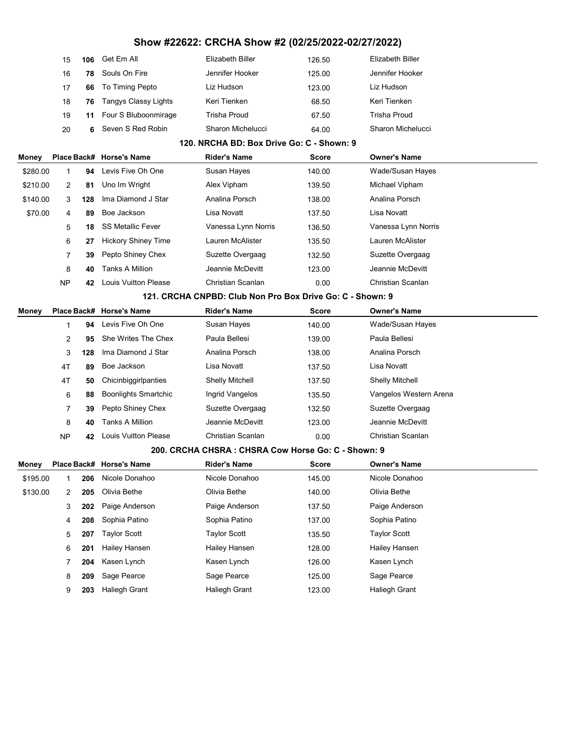# Show #22622: CRCHA Show #2 (02/25/2022-02/27/2022)

| | | | | | | |
|---|---|---|---|---|---|---|
| | 15 | 106 | Get Em All | Elizabeth Biller | 126.50 | Elizabeth Biller |
| | 16 | 78 | Souls On Fire | Jennifer Hooker | 125.00 | Jennifer Hooker |
| | 17 | 66 | To Timing Pepto | Liz Hudson | 123.00 | Liz Hudson |
| | 18 | 76 | Tangys Classy Lights | Keri Tienken | 68.50 | Keri Tienken |
| | 19 | 11 | Four S Bluboonmirage | Trisha Proud | 67.50 | Trisha Proud |
| | 20 | 6 | Seven S Red Robin | Sharon Michelucci | 64.00 | Sharon Michelucci |

### 120. NRCHA BD: Box Drive Go: C - Shown: 9

| Money | Place | Back# | Horse's Name | Rider's Name | Score | Owner's Name |
|---|---|---|---|---|---|---|
| $280.00 | 1 | 94 | Levis Five Oh One | Susan Hayes | 140.00 | Wade/Susan Hayes |
| $210.00 | 2 | 81 | Uno Im Wright | Alex Vipham | 139.50 | Michael Vipham |
| $140.00 | 3 | 128 | Ima Diamond J Star | Analina Porsch | 138.00 | Analina Porsch |
| $70.00 | 4 | 89 | Boe Jackson | Lisa Novatt | 137.50 | Lisa Novatt |
| | 5 | 18 | SS Metallic Fever | Vanessa Lynn Norris | 136.50 | Vanessa Lynn Norris |
| | 6 | 27 | Hickory Shiney Time | Lauren McAlister | 135.50 | Lauren McAlister |
| | 7 | 39 | Pepto Shiney Chex | Suzette Overgaag | 132.50 | Suzette Overgaag |
| | 8 | 40 | Tanks A Million | Jeannie McDevitt | 123.00 | Jeannie McDevitt |
| | NP | 42 | Louis Vuitton Please | Christian Scanlan | 0.00 | Christian Scanlan |

### 121. CRCHA CNPBD: Club Non Pro Box Drive Go: C - Shown: 9

| Money | Place | Back# | Horse's Name | Rider's Name | Score | Owner's Name |
|---|---|---|---|---|---|---|
| | 1 | 94 | Levis Five Oh One | Susan Hayes | 140.00 | Wade/Susan Hayes |
| | 2 | 95 | She Writes The Chex | Paula Bellesi | 139.00 | Paula Bellesi |
| | 3 | 128 | Ima Diamond J Star | Analina Porsch | 138.00 | Analina Porsch |
| | 4T | 89 | Boe Jackson | Lisa Novatt | 137.50 | Lisa Novatt |
| | 4T | 50 | Chicinbiggirlpanties | Shelly Mitchell | 137.50 | Shelly Mitchell |
| | 6 | 88 | Boonlights Smartchic | Ingrid Vangelos | 135.50 | Vangelos Western Arena |
| | 7 | 39 | Pepto Shiney Chex | Suzette Overgaag | 132.50 | Suzette Overgaag |
| | 8 | 40 | Tanks A Million | Jeannie McDevitt | 123.00 | Jeannie McDevitt |
| | NP | 42 | Louis Vuitton Please | Christian Scanlan | 0.00 | Christian Scanlan |

### 200. CRCHA CHSRA : CHSRA Cow Horse Go: C - Shown: 9

| Money | Place | Back# | Horse's Name | Rider's Name | Score | Owner's Name |
|---|---|---|---|---|---|---|
| $195.00 | 1 | 206 | Nicole Donahoo | Nicole Donahoo | 145.00 | Nicole Donahoo |
| $130.00 | 2 | 205 | Olivia Bethe | Olivia Bethe | 140.00 | Olivia Bethe |
| | 3 | 202 | Paige Anderson | Paige Anderson | 137.50 | Paige Anderson |
| | 4 | 208 | Sophia Patino | Sophia Patino | 137.00 | Sophia Patino |
| | 5 | 207 | Taylor Scott | Taylor Scott | 135.50 | Taylor Scott |
| | 6 | 201 | Hailey Hansen | Hailey Hansen | 128.00 | Hailey Hansen |
| | 7 | 204 | Kasen Lynch | Kasen Lynch | 126.00 | Kasen Lynch |
| | 8 | 209 | Sage Pearce | Sage Pearce | 125.00 | Sage Pearce |
| | 9 | 203 | Haliegh Grant | Haliegh Grant | 123.00 | Haliegh Grant |